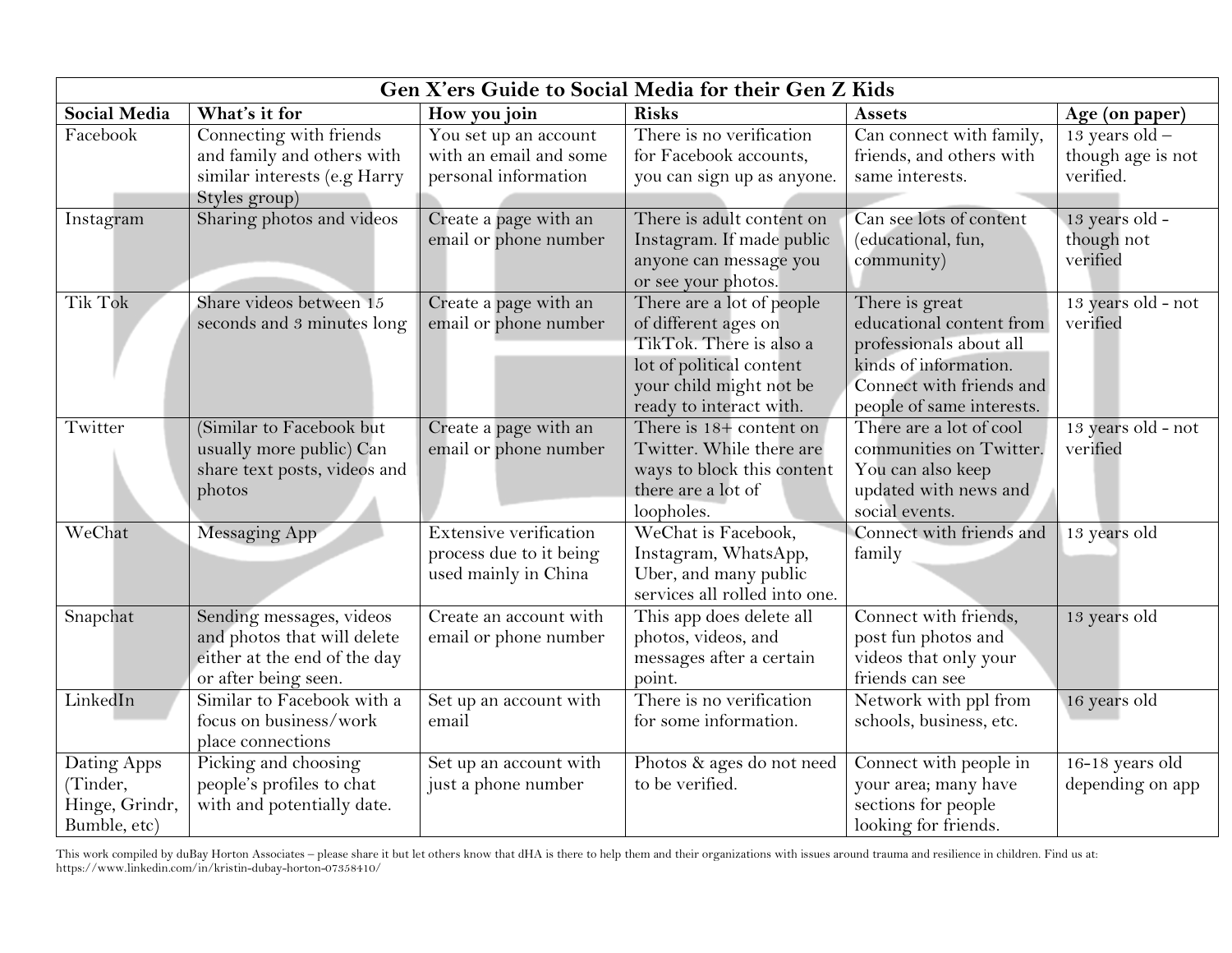# Gen X'ers Guide to Social Media for their Gen Z Kids

| Social Media | What's it for | How you join | Risks | Assets | Age (on paper) |
|---|---|---|---|---|---|
| Facebook | Connecting with friends and family and others with similar interests (e.g Harry Styles group) | You set up an account with an email and some personal information | There is no verification for Facebook accounts, you can sign up as anyone. | Can connect with family, friends, and others with same interests. | 13 years old – though age is not verified. |
| Instagram | Sharing photos and videos | Create a page with an email or phone number | There is adult content on Instagram. If made public anyone can message you or see your photos. | Can see lots of content (educational, fun, community) | 13 years old - though not verified |
| Tik Tok | Share videos between 15 seconds and 3 minutes long | Create a page with an email or phone number | There are a lot of people of different ages on TikTok. There is also a lot of political content your child might not be ready to interact with. | There is great educational content from professionals about all kinds of information. Connect with friends and people of same interests. | 13 years old - not verified |
| Twitter | (Similar to Facebook but usually more public) Can share text posts, videos and photos | Create a page with an email or phone number | There is 18+ content on Twitter. While there are ways to block this content there are a lot of loopholes. | There are a lot of cool communities on Twitter. You can also keep updated with news and social events. | 13 years old - not verified |
| WeChat | Messaging App | Extensive verification process due to it being used mainly in China | WeChat is Facebook, Instagram, WhatsApp, Uber, and many public services all rolled into one. | Connect with friends and family | 13 years old |
| Snapchat | Sending messages, videos and photos that will delete either at the end of the day or after being seen. | Create an account with email or phone number | This app does delete all photos, videos, and messages after a certain point. | Connect with friends, post fun photos and videos that only your friends can see | 13 years old |
| LinkedIn | Similar to Facebook with a focus on business/work place connections | Set up an account with email | There is no verification for some information. | Network with ppl from schools, business, etc. | 16 years old |
| Dating Apps (Tinder, Hinge, Grindr, Bumble, etc) | Picking and choosing people's profiles to chat with and potentially date. | Set up an account with just a phone number | Photos & ages do not need to be verified. | Connect with people in your area; many have sections for people looking for friends. | 16-18 years old depending on app |

This work compiled by duBay Horton Associates – please share it but let others know that dHA is there to help them and their organizations with issues around trauma and resilience in children. Find us at: https://www.linkedin.com/in/kristin-dubay-horton-07358410/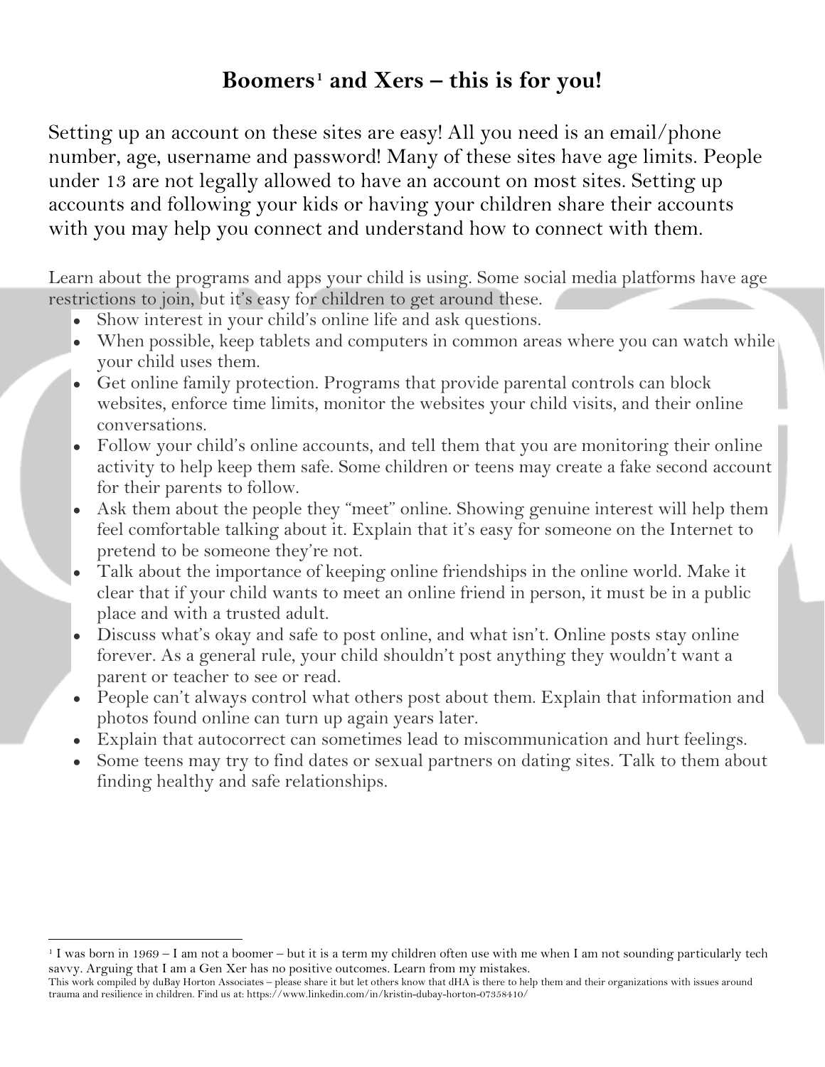## Boomers[1] and Xers – this is for you!

Setting up an account on these sites are easy! All you need is an email/phone number, age, username and password! Many of these sites have age limits. People under 13 are not legally allowed to have an account on most sites. Setting up accounts and following your kids or having your children share their accounts with you may help you connect and understand how to connect with them.

Learn about the programs and apps your child is using. Some social media platforms have age restrictions to join, but it's easy for children to get around these.

- Show interest in your child's online life and ask questions.
- When possible, keep tablets and computers in common areas where you can watch while your child uses them.
- Get online family protection. Programs that provide parental controls can block websites, enforce time limits, monitor the websites your child visits, and their online conversations.
- Follow your child's online accounts, and tell them that you are monitoring their online activity to help keep them safe. Some children or teens may create a fake second account for their parents to follow.
- Ask them about the people they "meet" online. Showing genuine interest will help them feel comfortable talking about it. Explain that it's easy for someone on the Internet to pretend to be someone they're not.
- Talk about the importance of keeping online friendships in the online world. Make it clear that if your child wants to meet an online friend in person, it must be in a public place and with a trusted adult.
- Discuss what's okay and safe to post online, and what isn't. Online posts stay online forever. As a general rule, your child shouldn't post anything they wouldn't want a parent or teacher to see or read.
- People can't always control what others post about them. Explain that information and photos found online can turn up again years later.
- Explain that autocorrect can sometimes lead to miscommunication and hurt feelings.
- Some teens may try to find dates or sexual partners on dating sites. Talk to them about finding healthy and safe relationships.

[1] I was born in 1969 – I am not a boomer – but it is a term my children often use with me when I am not sounding particularly tech savvy. Arguing that I am a Gen Xer has no positive outcomes. Learn from my mistakes.

This work compiled by duBay Horton Associates – please share it but let others know that dHA is there to help them and their organizations with issues around trauma and resilience in children. Find us at: https://www.linkedin.com/in/kristin-dubay-horton-07358410/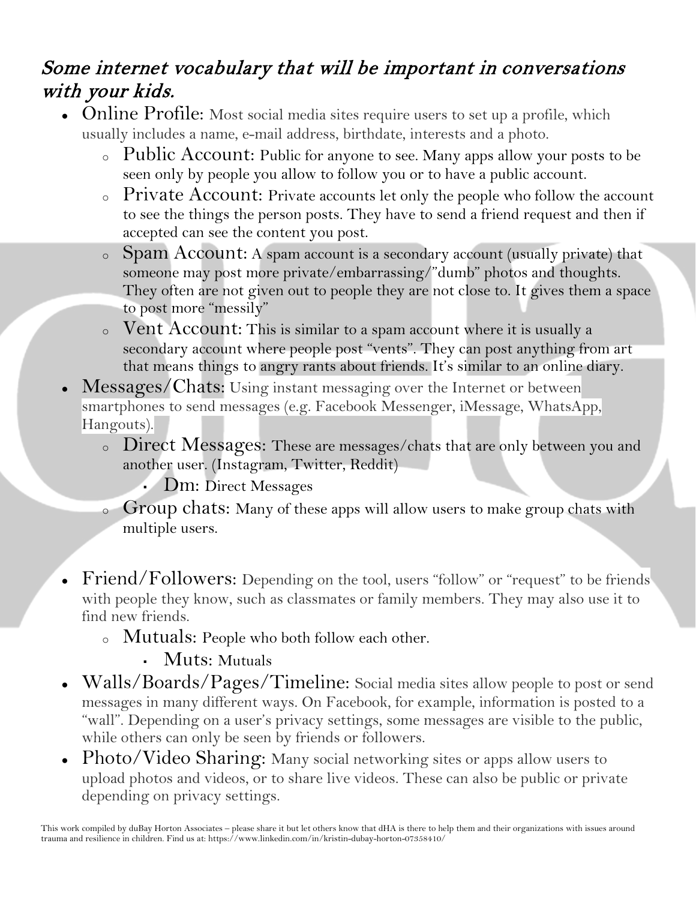## *Some internet vocabulary that will be important in conversations with your kids.*

- Online Profile: Most social media sites require users to set up a profile, which usually includes a name, e-mail address, birthdate, interests and a photo.
  - Public Account: Public for anyone to see. Many apps allow your posts to be seen only by people you allow to follow you or to have a public account.
  - Private Account: Private accounts let only the people who follow the account to see the things the person posts. They have to send a friend request and then if accepted can see the content you post.
  - Spam Account: A spam account is a secondary account (usually private) that someone may post more private/embarrassing/"dumb" photos and thoughts. They often are not given out to people they are not close to. It gives them a space to post more "messily"
  - Vent Account: This is similar to a spam account where it is usually a secondary account where people post "vents". They can post anything from art that means things to angry rants about friends. It's similar to an online diary.
- Messages/Chats: Using instant messaging over the Internet or between smartphones to send messages (e.g. Facebook Messenger, iMessage, WhatsApp, Hangouts).
  - Direct Messages: These are messages/chats that are only between you and another user. (Instagram, Twitter, Reddit)
    - Dm: Direct Messages
  - Group chats: Many of these apps will allow users to make group chats with multiple users.
- Friend/Followers: Depending on the tool, users "follow" or "request" to be friends with people they know, such as classmates or family members. They may also use it to find new friends.
  - Mutuals: People who both follow each other.
    - Muts: Mutuals
- Walls/Boards/Pages/Timeline: Social media sites allow people to post or send messages in many different ways. On Facebook, for example, information is posted to a "wall". Depending on a user's privacy settings, some messages are visible to the public, while others can only be seen by friends or followers.
- Photo/Video Sharing: Many social networking sites or apps allow users to upload photos and videos, or to share live videos. These can also be public or private depending on privacy settings.

This work compiled by duBay Horton Associates – please share it but let others know that dHA is there to help them and their organizations with issues around trauma and resilience in children. Find us at: https://www.linkedin.com/in/kristin-dubay-horton-07358410/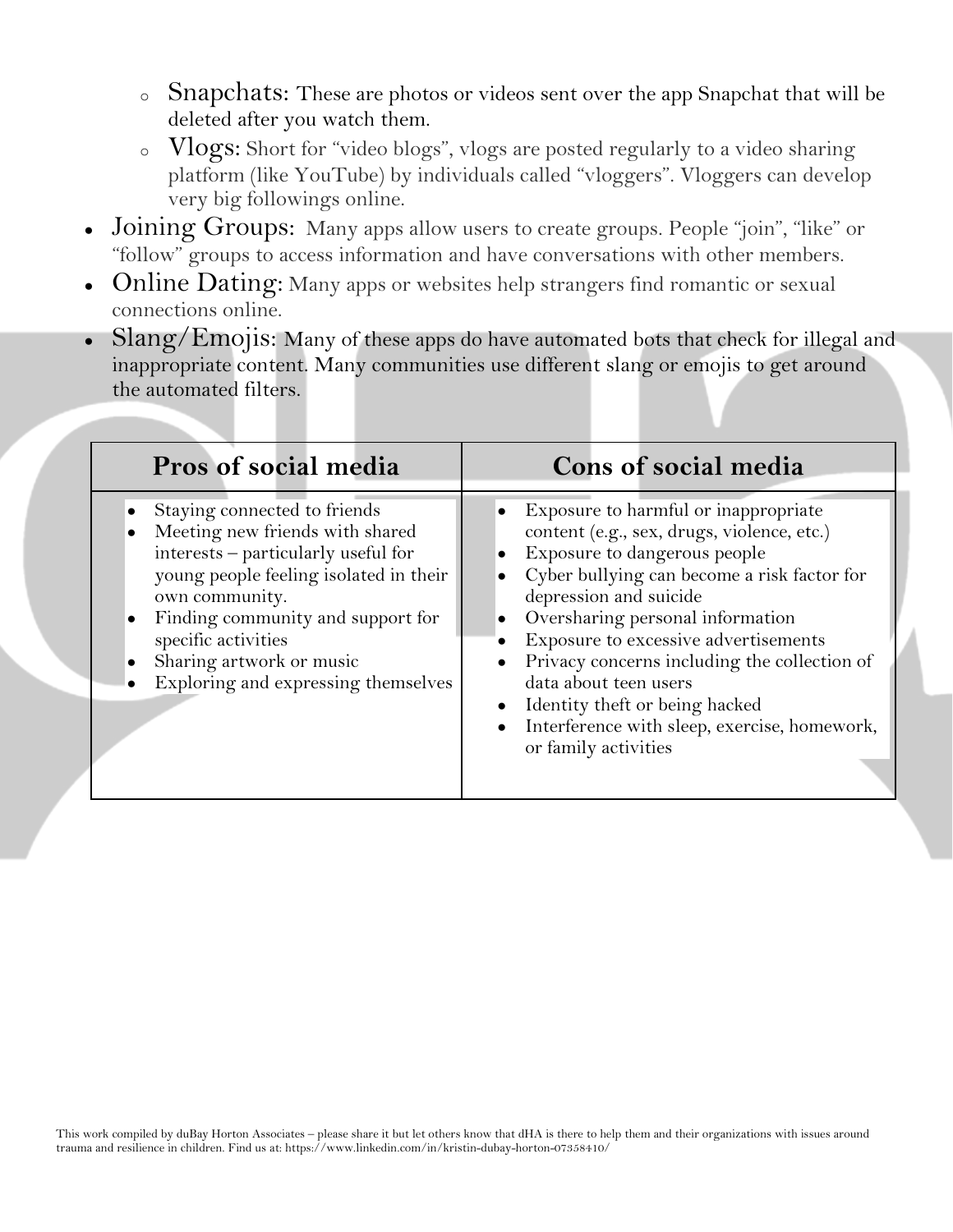- **Snapchats:** These are photos or videos sent over the app Snapchat that will be deleted after you watch them.
  - **Vlogs:** Short for "video blogs", vlogs are posted regularly to a video sharing platform (like YouTube) by individuals called "vloggers". Vloggers can develop very big followings online.
- **Joining Groups:** Many apps allow users to create groups. People "join", "like" or "follow" groups to access information and have conversations with other members.
- **Online Dating:** Many apps or websites help strangers find romantic or sexual connections online.
- **Slang/Emojis:** Many of these apps do have automated bots that check for illegal and inappropriate content. Many communities use different slang or emojis to get around the automated filters.

| Pros of social media | Cons of social media |
|---|---|
| • Staying connected to friends<br>• Meeting new friends with shared interests – particularly useful for young people feeling isolated in their own community.<br>• Finding community and support for specific activities<br>• Sharing artwork or music<br>• Exploring and expressing themselves | • Exposure to harmful or inappropriate content (e.g., sex, drugs, violence, etc.)<br>• Exposure to dangerous people<br>• Cyber bullying can become a risk factor for depression and suicide<br>• Oversharing personal information<br>• Exposure to excessive advertisements<br>• Privacy concerns including the collection of data about teen users<br>• Identity theft or being hacked<br>• Interference with sleep, exercise, homework, or family activities |

This work compiled by duBay Horton Associates – please share it but let others know that dHA is there to help them and their organizations with issues around trauma and resilience in children. Find us at: https://www.linkedin.com/in/kristin-dubay-horton-07358410/